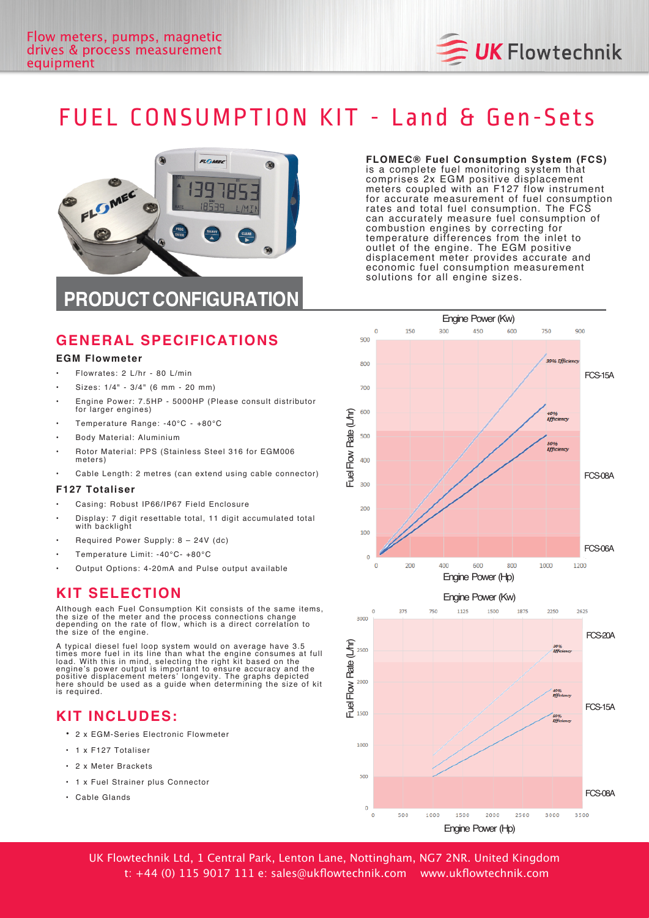Flow meters, pumps, magnetic drives & process measurement equipment

# FUEL CONSUMPTION KIT - Land & Gen-Sets

**FLOMEC® Fuel Consumption System (FCS)** is a complete fuel monitoring system that comprises 2x EGM positive displacement meters coupled with an F127 flow instrument for accurate measurement of fuel consumption rates and total fuel consumption. The FCS can accurately measure fuel consumption of combustion engines by correcting for temperature differences from the inlet to outlet of the engine. The EGM positive displacement meter provides accurate and economic fuel consumption measurement solutions for all engine sizes.

## PRODUCT CONFIGURATION

### GENERAL SPECIFICATIONS

**EGM Flowmeter**

- Flowrates: 2 L/hr - 80 L/min
- Sizes: 1/4" - 3/4" (6 mm - 20 mm)
- Engine Power: 7.5HP - 5000HP (Please consult distributor for larger engines)
- Temperature Range: -40°C - +80°C
- Body Material: Aluminium
- Rotor Material: PPS (Stainless Steel 316 for EGM006 meters)
- Cable Length: 2 metres (can extend using cable connector)

**F127 Totaliser**

- Casing: Robust IP66/IP67 Field Enclosure
- Display: 7 digit resettable total, 11 digit accumulated total with backlight
- Required Power Supply: 8 – 24V (dc)
- Temperature Limit: -40°C- +80°C
- Output Options: 4-20mA and Pulse output available

### KIT SELECTION

Although each Fuel Consumption Kit consists of the same items, the size of the meter and the process connections change depending on the rate of flow, which is a direct correlation to the size of the engine.

A typical diesel fuel loop system would on average have 3.5 times more fuel in its line than what the engine consumes at full load. With this in mind, selecting the right kit based on the engine's power output is important to ensure accuracy and the positive displacement meters' longevity. The graphs depicted here should be used as a guide when determining the size of kit is required.

### KIT INCLUDES:

- 2 x EGM-Series Electronic Flowmeter
- 1 x F127 Totaliser
- 2 x Meter Brackets
- 1 x Fuel Strainer plus Connector
- Cable Glands

Engine Power (Kw): 0, 150, 300, 450, 600, 750, 900
Fuel Flow Rate (L/hr): 0–900
Engine Power (Hp): 0, 200, 400, 600, 800, 1000, 1200
30% Efficiency, 40% Efficiency, 50% Efficiency
FCS-15A, FCS-08A, FCS-06A

Engine Power (Kw): 0, 375, 750, 1125, 1500, 1875, 2250, 2625
Fuel Flow Rate (L/hr): 0–3000
Engine Power (Hp): 0, 500, 1000, 1500, 2000, 2500, 3000, 3500
20% Efficiency, 40% Efficiency, 50% Efficiency
FCS-20A, FCS-15A, FCS-08A

UK Flowtechnik Ltd, 1 Central Park, Lenton Lane, Nottingham, NG7 2NR. United Kingdom
t: +44 (0) 115 9017 111 e: sales@ukflowtechnik.com www.ukflowtechnik.com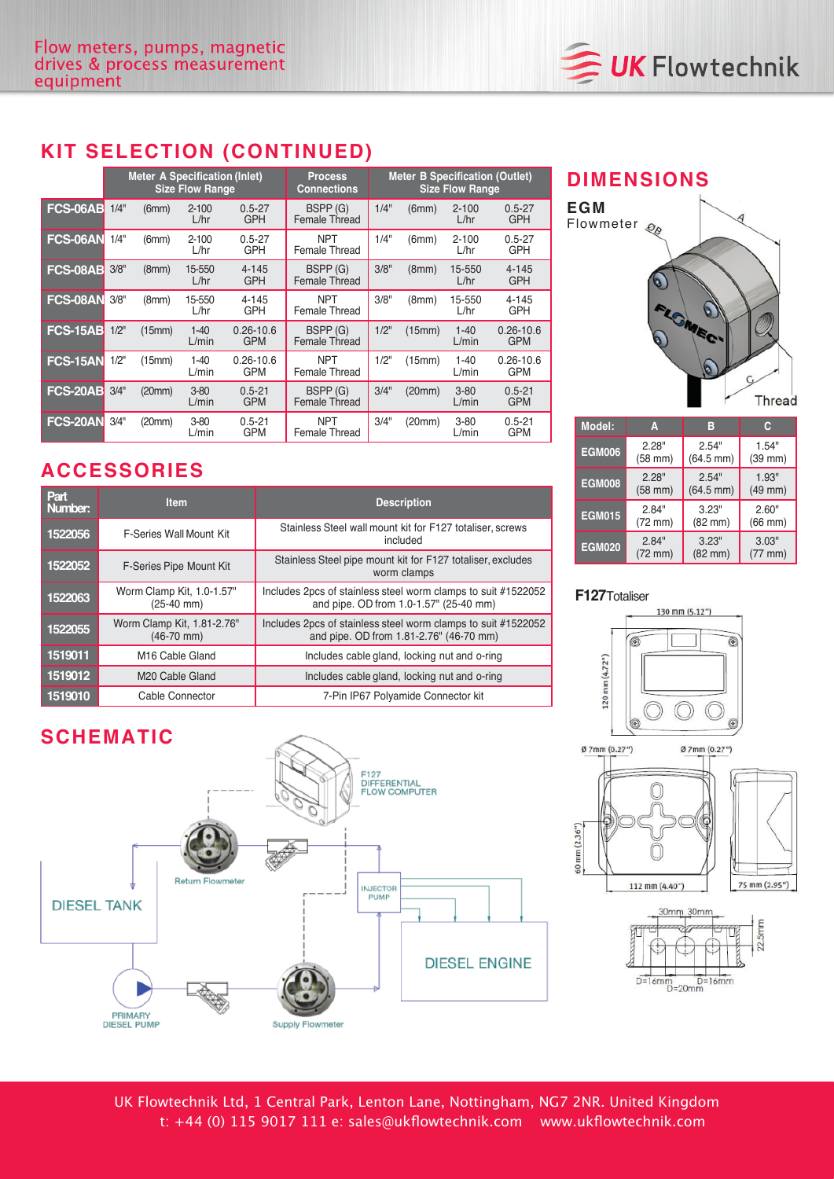## KIT SELECTION (CONTINUED)

| | Meter A Specification (Inlet) Size Flow Range | | | | Process Connections | Meter B Specification (Outlet) Size Flow Range | | | |
|---|---|---|---|---|---|---|---|---|---|
| **FCS-06AB** | 1/4" | (6mm) | 2-100 L/hr | 0.5-27 GPH | BSPP (G) Female Thread | 1/4" | (6mm) | 2-100 L/hr | 0.5-27 GPH |
| **FCS-06AN** | 1/4" | (6mm) | 2-100 L/hr | 0.5-27 GPH | NPT Female Thread | 1/4" | (6mm) | 2-100 L/hr | 0.5-27 GPH |
| **FCS-08AB** | 3/8" | (8mm) | 15-550 L/hr | 4-145 GPH | BSPP (G) Female Thread | 3/8" | (8mm) | 15-550 L/hr | 4-145 GPH |
| **FCS-08AN** | 3/8" | (8mm) | 15-550 L/hr | 4-145 GPH | NPT Female Thread | 3/8" | (8mm) | 15-550 L/hr | 4-145 GPH |
| **FCS-15AB** | 1/2" | (15mm) | 1-40 L/min | 0.26-10.6 GPM | BSPP (G) Female Thread | 1/2" | (15mm) | 1-40 L/min | 0.26-10.6 GPM |
| **FCS-15AN** | 1/2" | (15mm) | 1-40 L/min | 0.26-10.6 GPM | NPT Female Thread | 1/2" | (15mm) | 1-40 L/min | 0.26-10.6 GPM |
| **FCS-20AB** | 3/4" | (20mm) | 3-80 L/min | 0.5-21 GPM | BSPP (G) Female Thread | 3/4" | (20mm) | 3-80 L/min | 0.5-21 GPM |
| **FCS-20AN** | 3/4" | (20mm) | 3-80 L/min | 0.5-21 GPM | NPT Female Thread | 3/4" | (20mm) | 3-80 L/min | 0.5-21 GPM |

## ACCESSORIES

| Part Number: | Item | Description |
|---|---|---|
| **1522056** | F-Series Wall Mount Kit | Stainless Steel wall mount kit for F127 totaliser, screws included |
| **1522052** | F-Series Pipe Mount Kit | Stainless Steel pipe mount kit for F127 totaliser, excludes worm clamps |
| **1522063** | Worm Clamp Kit, 1.0-1.57" (25-40 mm) | Includes 2pcs of stainless steel worm clamps to suit #1522052 and pipe. OD from 1.0-1.57" (25-40 mm) |
| **1522055** | Worm Clamp Kit, 1.81-2.76" (46-70 mm) | Includes 2pcs of stainless steel worm clamps to suit #1522052 and pipe. OD from 1.81-2.76" (46-70 mm) |
| **1519011** | M16 Cable Gland | Includes cable gland, locking nut and o-ring |
| **1519012** | M20 Cable Gland | Includes cable gland, locking nut and o-ring |
| **1519010** | Cable Connector | 7-Pin IP67 Polyamide Connector kit |

## SCHEMATIC

F127 DIFFERENTIAL FLOW COMPUTER

Return Flowmeter

DIESEL TANK

INJECTOR PUMP

DIESEL ENGINE

PRIMARY DIESEL PUMP

Supply Flowmeter

## DIMENSIONS

**EGM** Flowmeter

A

ØB

C

Thread

| Model: | A | B | C |
|---|---|---|---|
| **EGM006** | 2.28" (58 mm) | 2.54" (64.5 mm) | 1.54" (39 mm) |
| **EGM008** | 2.28" (58 mm) | 2.54" (64.5 mm) | 1.93" (49 mm) |
| **EGM015** | 2.84" (72 mm) | 3.23" (82 mm) | 2.60" (66 mm) |
| **EGM020** | 2.84" (72 mm) | 3.23" (82 mm) | 3.03" (77 mm) |

**F127** Totaliser

130 mm (5.12")

120 mm (4.72")

Ø 7mm (0.27")

Ø 7mm (0.27")

60 mm (2.36")

112 mm (4.40")

75 mm (2.95")

30mm 30mm

22.5mm

D=16mm D=20mm D=16mm